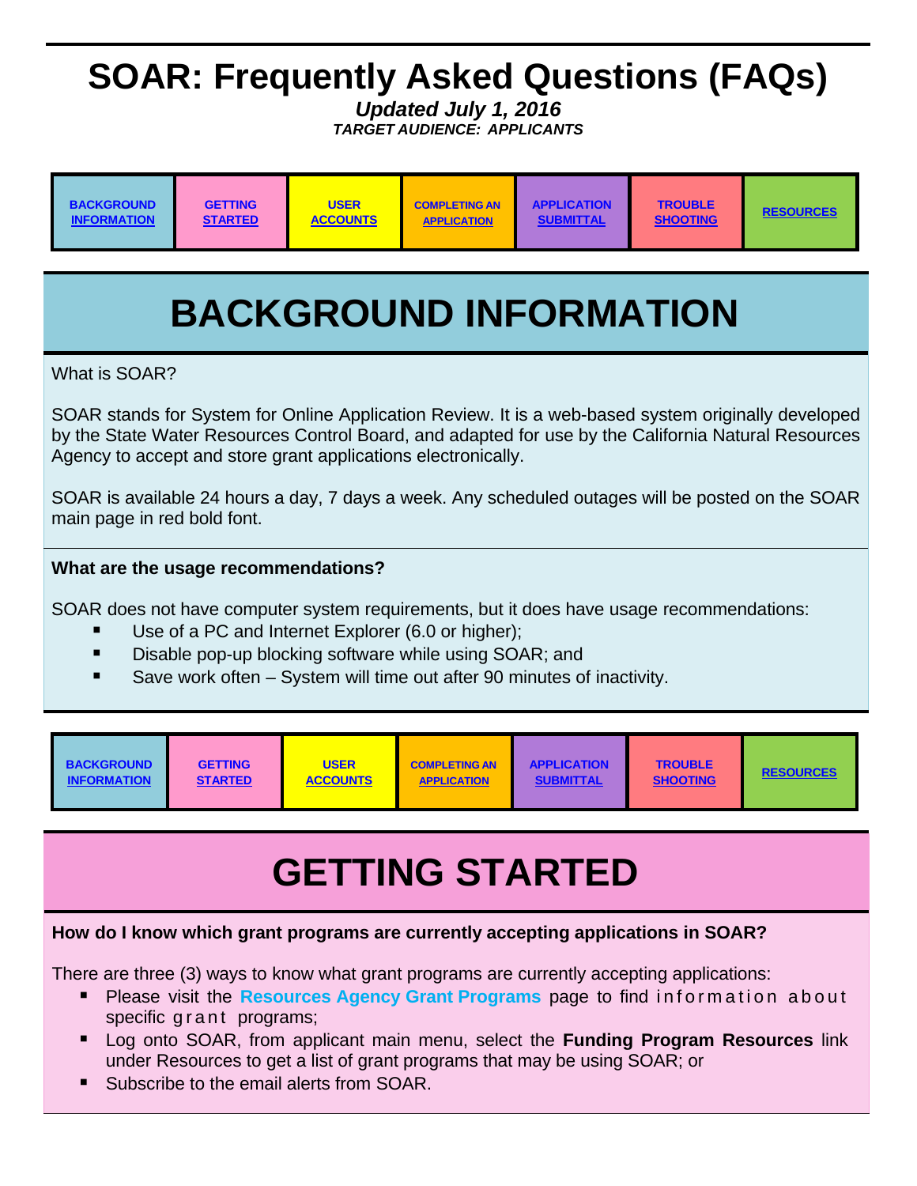# SOAR: Frequently Asked Questions (FAQs)

***Updated July 1, 2016***

***TARGET AUDIENCE: APPLICANTS***

| BACKGROUND INFORMATION | GETTING STARTED | USER ACCOUNTS | COMPLETING AN APPLICATION | APPLICATION SUBMITTAL | TROUBLE SHOOTING | RESOURCES |
|---|---|---|---|---|---|---|

# BACKGROUND INFORMATION

What is SOAR?

SOAR stands for System for Online Application Review. It is a web-based system originally developed by the State Water Resources Control Board, and adapted for use by the California Natural Resources Agency to accept and store grant applications electronically.

SOAR is available 24 hours a day, 7 days a week. Any scheduled outages will be posted on the SOAR main page in red bold font.

**What are the usage recommendations?**

SOAR does not have computer system requirements, but it does have usage recommendations:

- Use of a PC and Internet Explorer (6.0 or higher);
- Disable pop-up blocking software while using SOAR; and
- Save work often – System will time out after 90 minutes of inactivity.

| BACKGROUND INFORMATION | GETTING STARTED | USER ACCOUNTS | COMPLETING AN APPLICATION | APPLICATION SUBMITTAL | TROUBLE SHOOTING | RESOURCES |
|---|---|---|---|---|---|---|

# GETTING STARTED

**How do I know which grant programs are currently accepting applications in SOAR?**

There are three (3) ways to know what grant programs are currently accepting applications:

- Please visit the **Resources Agency Grant Programs** page to find information about specific grant programs;
- Log onto SOAR, from applicant main menu, select the **Funding Program Resources** link under Resources to get a list of grant programs that may be using SOAR; or
- Subscribe to the email alerts from SOAR.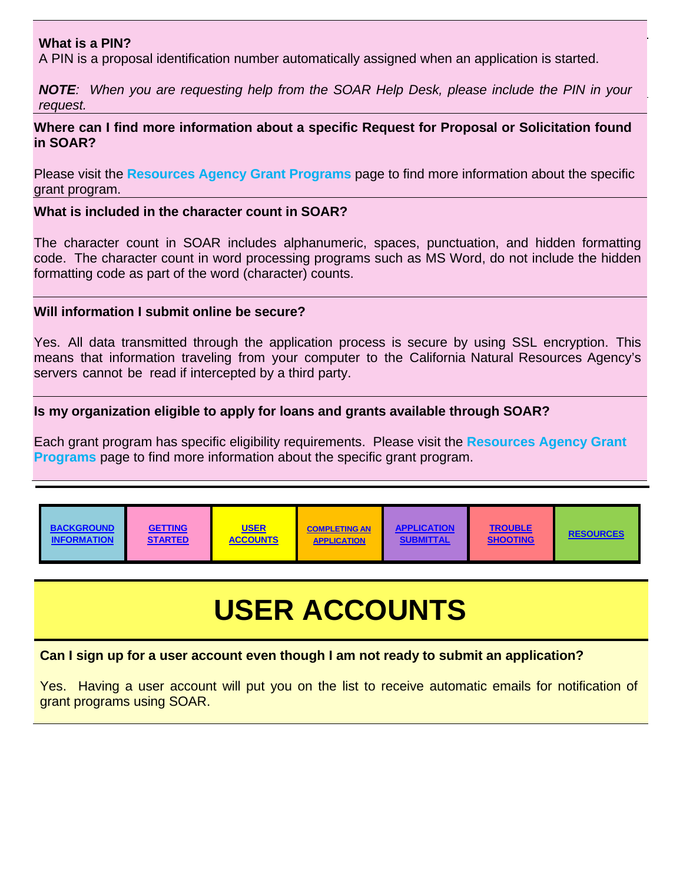**What is a PIN?**
A PIN is a proposal identification number automatically assigned when an application is started.

***NOTE**: When you are requesting help from the SOAR Help Desk, please include the PIN in your request.*

**Where can I find more information about a specific Request for Proposal or Solicitation found in SOAR?**

Please visit the **Resources Agency Grant Programs** page to find more information about the specific grant program.

**What is included in the character count in SOAR?**

The character count in SOAR includes alphanumeric, spaces, punctuation, and hidden formatting code. The character count in word processing programs such as MS Word, do not include the hidden formatting code as part of the word (character) counts.

**Will information I submit online be secure?**

Yes. All data transmitted through the application process is secure by using SSL encryption. This means that information traveling from your computer to the California Natural Resources Agency's servers cannot be read if intercepted by a third party.

**Is my organization eligible to apply for loans and grants available through SOAR?**

Each grant program has specific eligibility requirements. Please visit the **Resources Agency Grant Programs** page to find more information about the specific grant program.

| BACKGROUND INFORMATION | GETTING STARTED | USER ACCOUNTS | COMPLETING AN APPLICATION | APPLICATION SUBMITTAL | TROUBLE SHOOTING | RESOURCES |
| --- | --- | --- | --- | --- | --- | --- |

# USER ACCOUNTS

**Can I sign up for a user account even though I am not ready to submit an application?**

Yes. Having a user account will put you on the list to receive automatic emails for notification of grant programs using SOAR.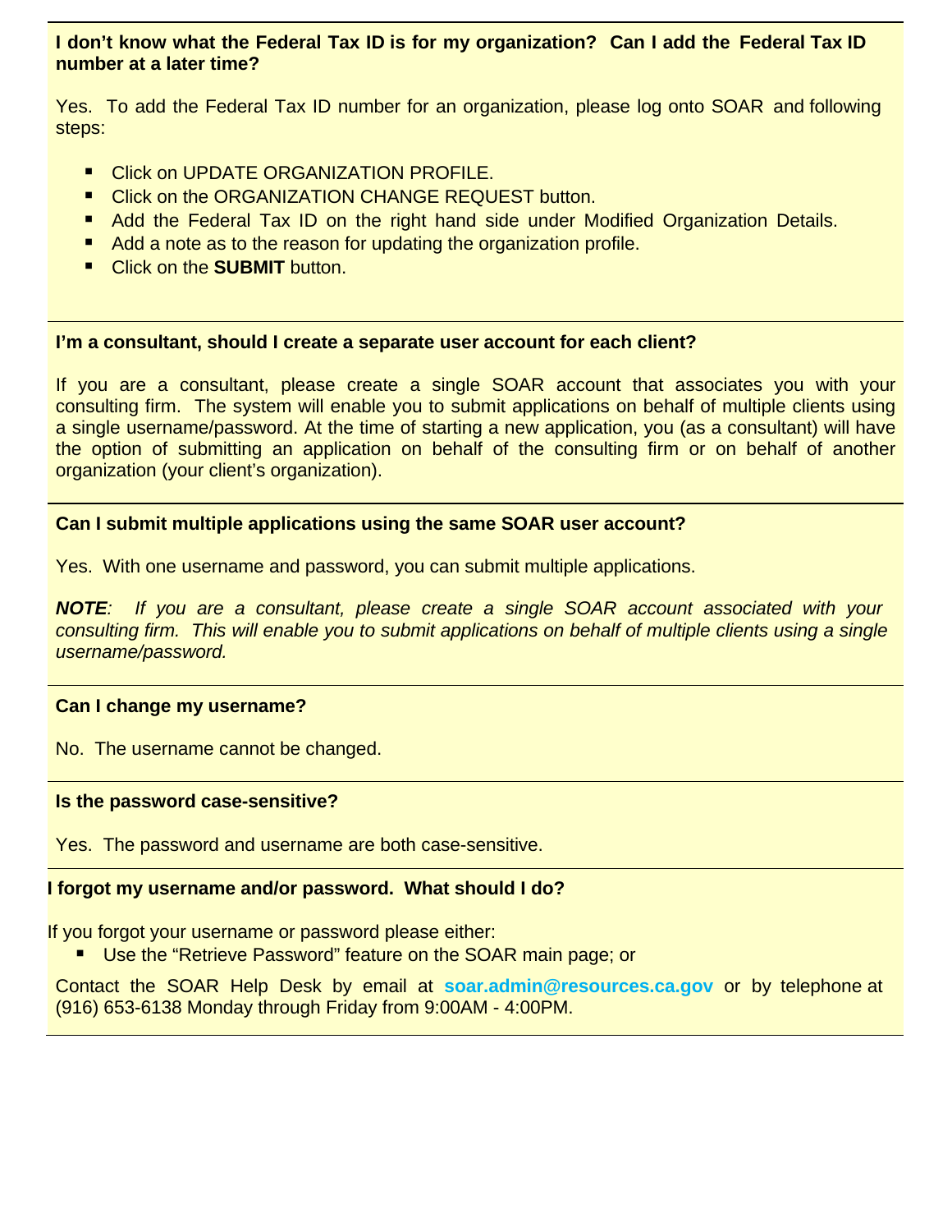**I don't know what the Federal Tax ID is for my organization? Can I add the Federal Tax ID number at a later time?**

Yes. To add the Federal Tax ID number for an organization, please log onto SOAR and following steps:

- Click on UPDATE ORGANIZATION PROFILE.
- Click on the ORGANIZATION CHANGE REQUEST button.
- Add the Federal Tax ID on the right hand side under Modified Organization Details.
- Add a note as to the reason for updating the organization profile.
- Click on the **SUBMIT** button.

**I'm a consultant, should I create a separate user account for each client?**

If you are a consultant, please create a single SOAR account that associates you with your consulting firm. The system will enable you to submit applications on behalf of multiple clients using a single username/password. At the time of starting a new application, you (as a consultant) will have the option of submitting an application on behalf of the consulting firm or on behalf of another organization (your client's organization).

**Can I submit multiple applications using the same SOAR user account?**

Yes. With one username and password, you can submit multiple applications.

***NOTE**: If you are a consultant, please create a single SOAR account associated with your consulting firm. This will enable you to submit applications on behalf of multiple clients using a single username/password.*

**Can I change my username?**

No. The username cannot be changed.

**Is the password case-sensitive?**

Yes. The password and username are both case-sensitive.

**I forgot my username and/or password. What should I do?**

If you forgot your username or password please either:

- Use the "Retrieve Password" feature on the SOAR main page; or

Contact the SOAR Help Desk by email at **soar.admin@resources.ca.gov** or by telephone at (916) 653-6138 Monday through Friday from 9:00AM - 4:00PM.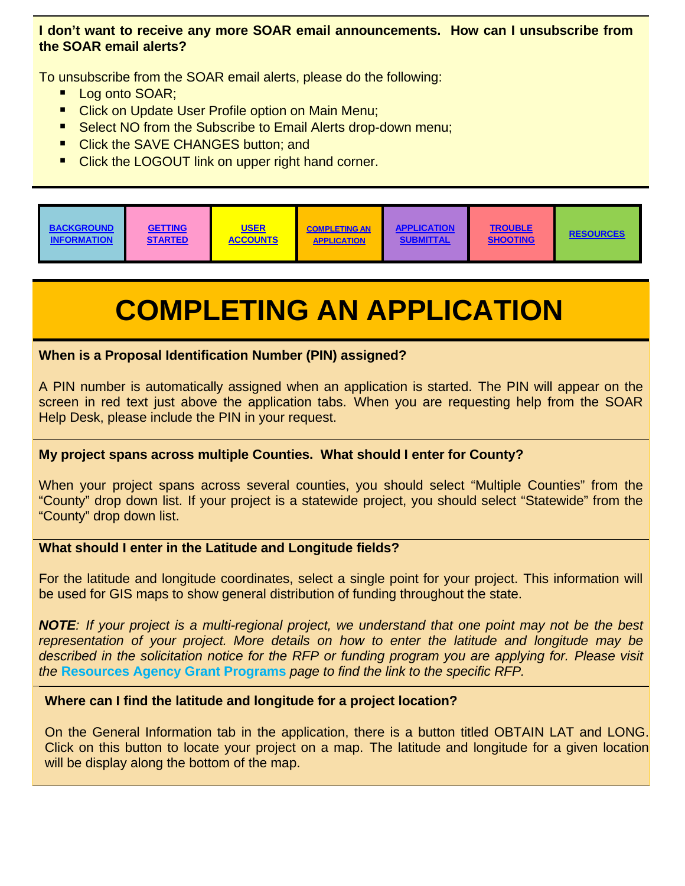**I don't want to receive any more SOAR email announcements. How can I unsubscribe from the SOAR email alerts?**

To unsubscribe from the SOAR email alerts, please do the following:

- Log onto SOAR;
- Click on Update User Profile option on Main Menu;
- Select NO from the Subscribe to Email Alerts drop-down menu;
- Click the SAVE CHANGES button; and
- Click the LOGOUT link on upper right hand corner.

| BACKGROUND INFORMATION | GETTING STARTED | USER ACCOUNTS | COMPLETING AN APPLICATION | APPLICATION SUBMITTAL | TROUBLE SHOOTING | RESOURCES |
|---|---|---|---|---|---|---|

# COMPLETING AN APPLICATION

**When is a Proposal Identification Number (PIN) assigned?**

A PIN number is automatically assigned when an application is started. The PIN will appear on the screen in red text just above the application tabs. When you are requesting help from the SOAR Help Desk, please include the PIN in your request.

**My project spans across multiple Counties. What should I enter for County?**

When your project spans across several counties, you should select "Multiple Counties" from the "County" drop down list. If your project is a statewide project, you should select "Statewide" from the "County" drop down list.

**What should I enter in the Latitude and Longitude fields?**

For the latitude and longitude coordinates, select a single point for your project. This information will be used for GIS maps to show general distribution of funding throughout the state.

***NOTE**: If your project is a multi-regional project, we understand that one point may not be the best representation of your project. More details on how to enter the latitude and longitude may be described in the solicitation notice for the RFP or funding program you are applying for. Please visit the* **Resources Agency Grant Programs** *page to find the link to the specific RFP.*

**Where can I find the latitude and longitude for a project location?**

On the General Information tab in the application, there is a button titled OBTAIN LAT and LONG. Click on this button to locate your project on a map. The latitude and longitude for a given location will be display along the bottom of the map.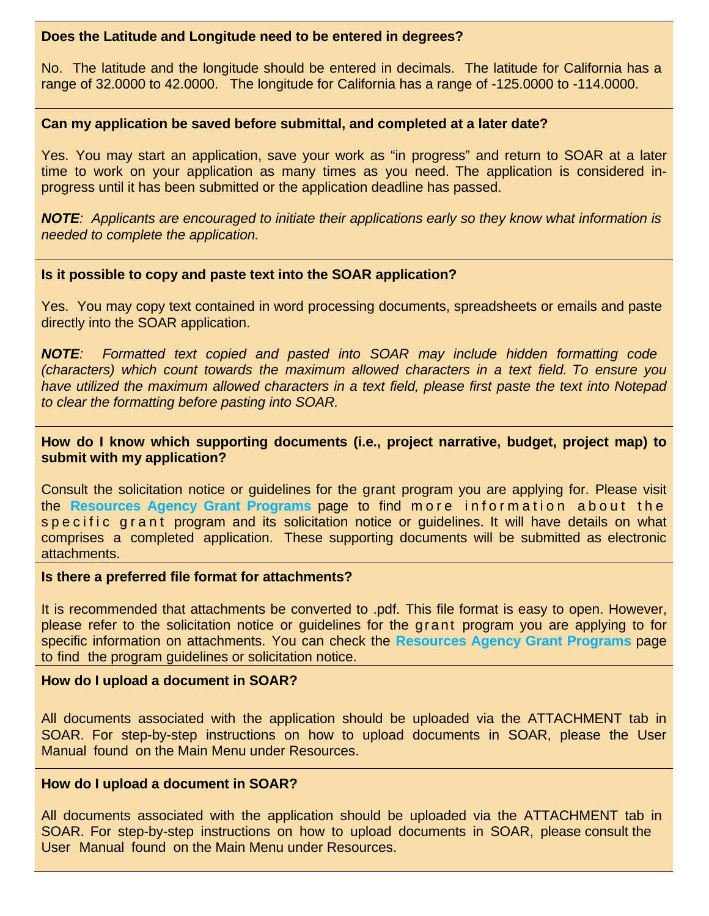**Does the Latitude and Longitude need to be entered in degrees?**

No. The latitude and the longitude should be entered in decimals. The latitude for California has a range of 32.0000 to 42.0000. The longitude for California has a range of -125.0000 to -114.0000.

**Can my application be saved before submittal, and completed at a later date?**

Yes. You may start an application, save your work as "in progress" and return to SOAR at a later time to work on your application as many times as you need. The application is considered in-progress until it has been submitted or the application deadline has passed.

***NOTE**: Applicants are encouraged to initiate their applications early so they know what information is needed to complete the application.*

**Is it possible to copy and paste text into the SOAR application?**

Yes. You may copy text contained in word processing documents, spreadsheets or emails and paste directly into the SOAR application.

***NOTE**: Formatted text copied and pasted into SOAR may include hidden formatting code (characters) which count towards the maximum allowed characters in a text field. To ensure you have utilized the maximum allowed characters in a text field, please first paste the text into Notepad to clear the formatting before pasting into SOAR.*

**How do I know which supporting documents (i.e., project narrative, budget, project map) to submit with my application?**

Consult the solicitation notice or guidelines for the grant program you are applying for. Please visit the **Resources Agency Grant Programs** page to find more information about the specific grant program and its solicitation notice or guidelines. It will have details on what comprises a completed application. These supporting documents will be submitted as electronic attachments.

**Is there a preferred file format for attachments?**

It is recommended that attachments be converted to .pdf. This file format is easy to open. However, please refer to the solicitation notice or guidelines for the grant program you are applying to for specific information on attachments. You can check the **Resources Agency Grant Programs** page to find the program guidelines or solicitation notice.

**How do I upload a document in SOAR?**

All documents associated with the application should be uploaded via the ATTACHMENT tab in SOAR. For step-by-step instructions on how to upload documents in SOAR, please the User Manual found on the Main Menu under Resources.

**How do I upload a document in SOAR?**

All documents associated with the application should be uploaded via the ATTACHMENT tab in SOAR. For step-by-step instructions on how to upload documents in SOAR, please consult the User Manual found on the Main Menu under Resources.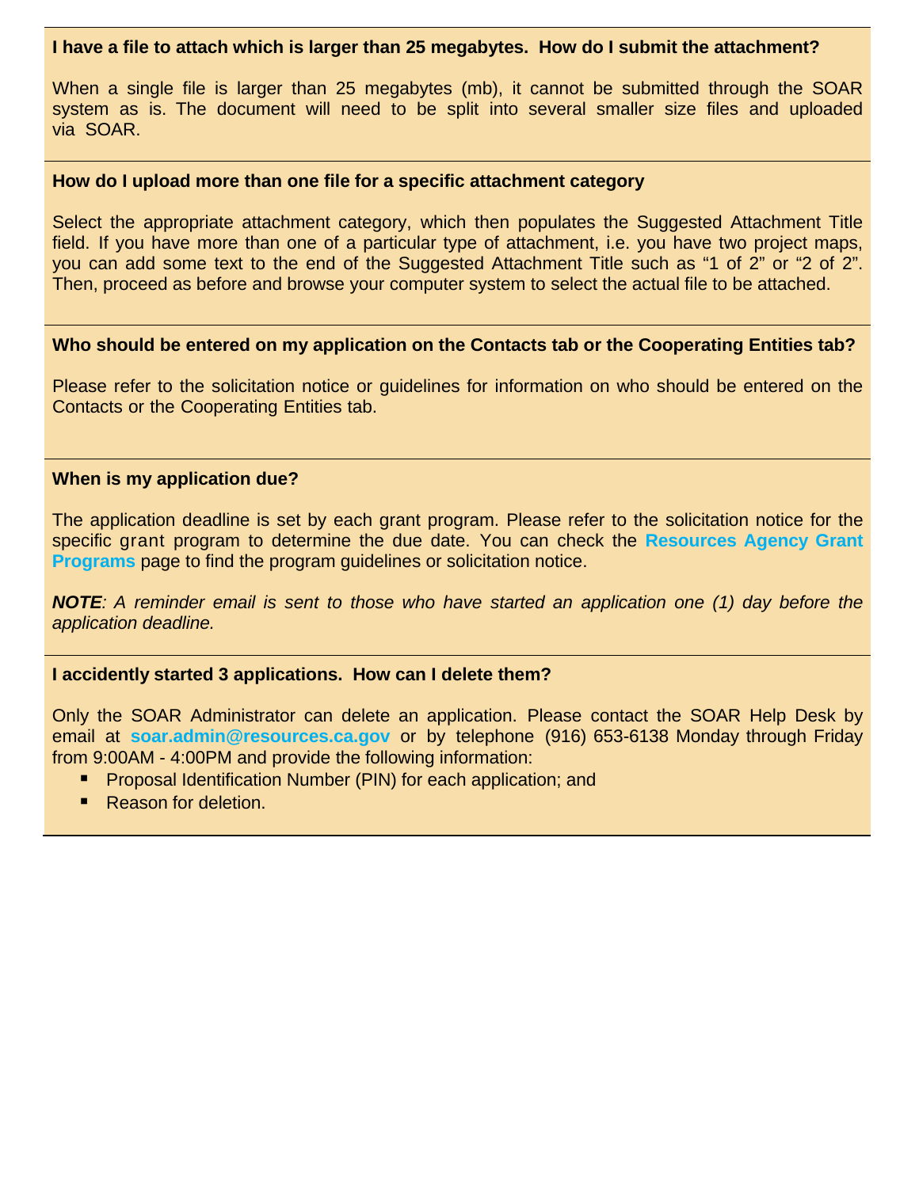**I have a file to attach which is larger than 25 megabytes. How do I submit the attachment?**

When a single file is larger than 25 megabytes (mb), it cannot be submitted through the SOAR system as is. The document will need to be split into several smaller size files and uploaded via SOAR.

**How do I upload more than one file for a specific attachment category**

Select the appropriate attachment category, which then populates the Suggested Attachment Title field. If you have more than one of a particular type of attachment, i.e. you have two project maps, you can add some text to the end of the Suggested Attachment Title such as "1 of 2" or "2 of 2". Then, proceed as before and browse your computer system to select the actual file to be attached.

**Who should be entered on my application on the Contacts tab or the Cooperating Entities tab?**

Please refer to the solicitation notice or guidelines for information on who should be entered on the Contacts or the Cooperating Entities tab.

**When is my application due?**

The application deadline is set by each grant program. Please refer to the solicitation notice for the specific grant program to determine the due date. You can check the **Resources Agency Grant Programs** page to find the program guidelines or solicitation notice.

***NOTE**: A reminder email is sent to those who have started an application one (1) day before the application deadline.*

**I accidently started 3 applications. How can I delete them?**

Only the SOAR Administrator can delete an application. Please contact the SOAR Help Desk by email at **soar.admin@resources.ca.gov** or by telephone (916) 653-6138 Monday through Friday from 9:00AM - 4:00PM and provide the following information:

- Proposal Identification Number (PIN) for each application; and
- Reason for deletion.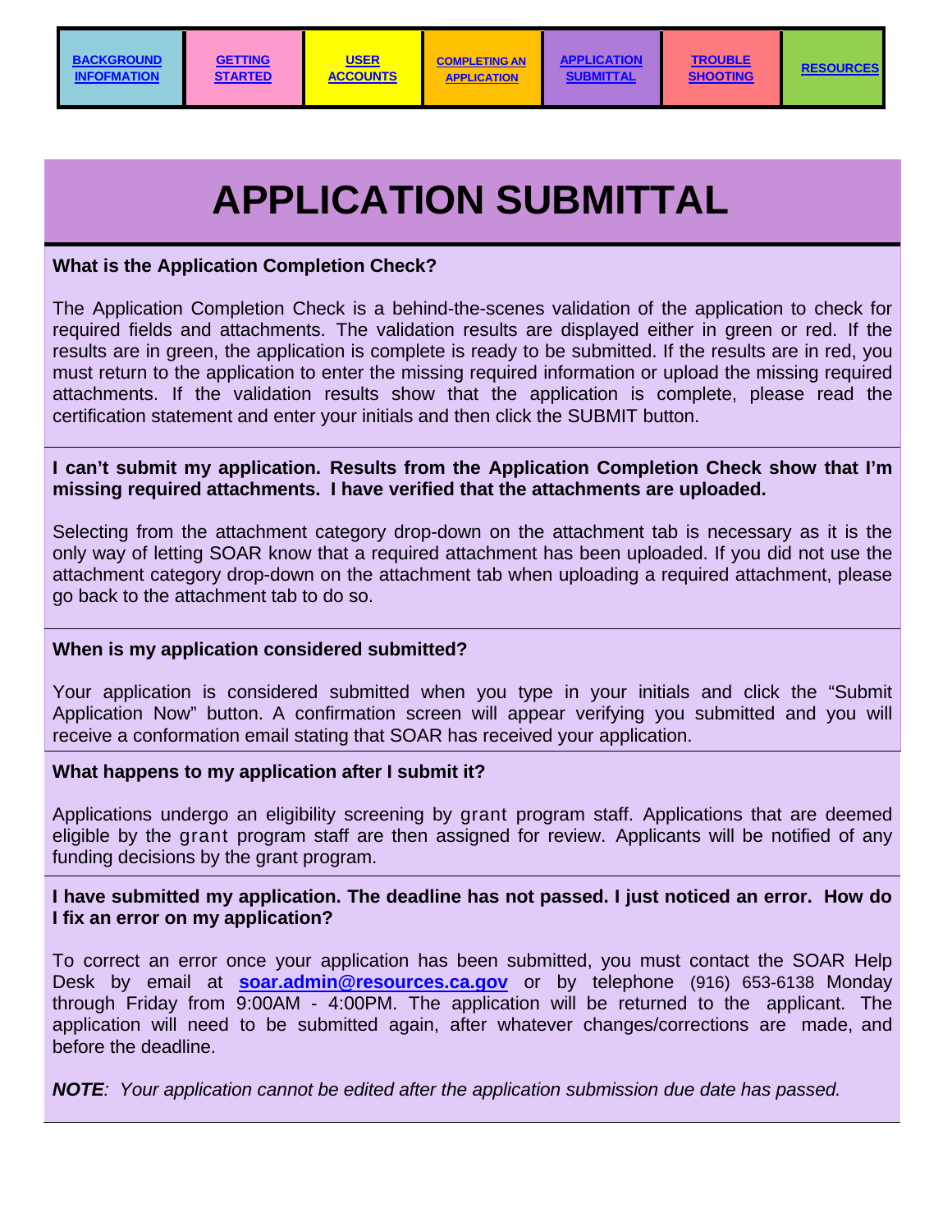| BACKGROUND INFOFMATION | GETTING STARTED | USER ACCOUNTS | COMPLETING AN APPLICATION | APPLICATION SUBMITTAL | TROUBLE SHOOTING | RESOURCES |
|---|---|---|---|---|---|---|

# APPLICATION SUBMITTAL

**What is the Application Completion Check?**

The Application Completion Check is a behind-the-scenes validation of the application to check for required fields and attachments. The validation results are displayed either in green or red. If the results are in green, the application is complete is ready to be submitted. If the results are in red, you must return to the application to enter the missing required information or upload the missing required attachments. If the validation results show that the application is complete, please read the certification statement and enter your initials and then click the SUBMIT button.

**I can't submit my application. Results from the Application Completion Check show that I'm missing required attachments. I have verified that the attachments are uploaded.**

Selecting from the attachment category drop-down on the attachment tab is necessary as it is the only way of letting SOAR know that a required attachment has been uploaded. If you did not use the attachment category drop-down on the attachment tab when uploading a required attachment, please go back to the attachment tab to do so.

**When is my application considered submitted?**

Your application is considered submitted when you type in your initials and click the "Submit Application Now" button. A confirmation screen will appear verifying you submitted and you will receive a conformation email stating that SOAR has received your application.

**What happens to my application after I submit it?**

Applications undergo an eligibility screening by grant program staff. Applications that are deemed eligible by the grant program staff are then assigned for review. Applicants will be notified of any funding decisions by the grant program.

**I have submitted my application. The deadline has not passed. I just noticed an error. How do I fix an error on my application?**

To correct an error once your application has been submitted, you must contact the SOAR Help Desk by email at **soar.admin@resources.ca.gov** or by telephone (916) 653-6138 Monday through Friday from 9:00AM - 4:00PM. The application will be returned to the applicant. The application will need to be submitted again, after whatever changes/corrections are made, and before the deadline.

***NOTE**: Your application cannot be edited after the application submission due date has passed.*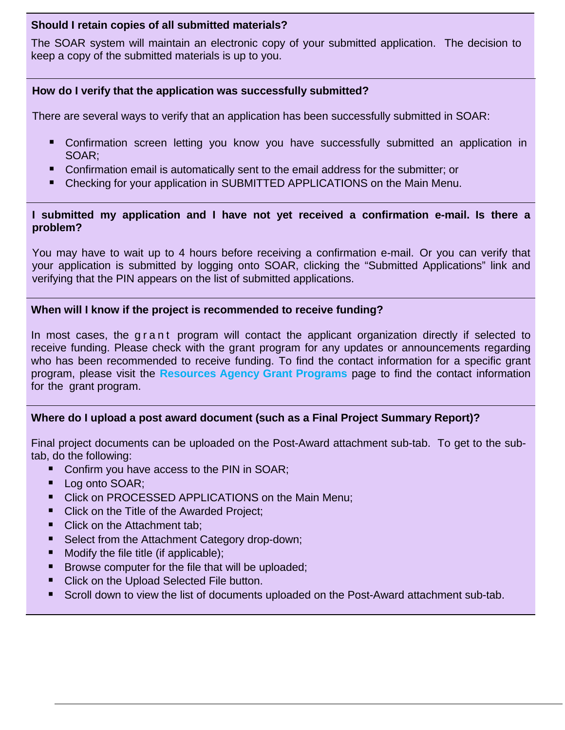**Should I retain copies of all submitted materials?**

The SOAR system will maintain an electronic copy of your submitted application. The decision to keep a copy of the submitted materials is up to you.

**How do I verify that the application was successfully submitted?**

There are several ways to verify that an application has been successfully submitted in SOAR:

- Confirmation screen letting you know you have successfully submitted an application in SOAR;
- Confirmation email is automatically sent to the email address for the submitter; or
- Checking for your application in SUBMITTED APPLICATIONS on the Main Menu.

**I submitted my application and I have not yet received a confirmation e-mail. Is there a problem?**

You may have to wait up to 4 hours before receiving a confirmation e-mail. Or you can verify that your application is submitted by logging onto SOAR, clicking the "Submitted Applications" link and verifying that the PIN appears on the list of submitted applications.

**When will I know if the project is recommended to receive funding?**

In most cases, the grant program will contact the applicant organization directly if selected to receive funding. Please check with the grant program for any updates or announcements regarding who has been recommended to receive funding. To find the contact information for a specific grant program, please visit the **Resources Agency Grant Programs** page to find the contact information for the grant program.

**Where do I upload a post award document (such as a Final Project Summary Report)?**

Final project documents can be uploaded on the Post-Award attachment sub-tab. To get to the sub-tab, do the following:

- Confirm you have access to the PIN in SOAR;
- Log onto SOAR;
- Click on PROCESSED APPLICATIONS on the Main Menu;
- Click on the Title of the Awarded Project;
- Click on the Attachment tab;
- Select from the Attachment Category drop-down;
- Modify the file title (if applicable);
- Browse computer for the file that will be uploaded;
- Click on the Upload Selected File button.
- Scroll down to view the list of documents uploaded on the Post-Award attachment sub-tab.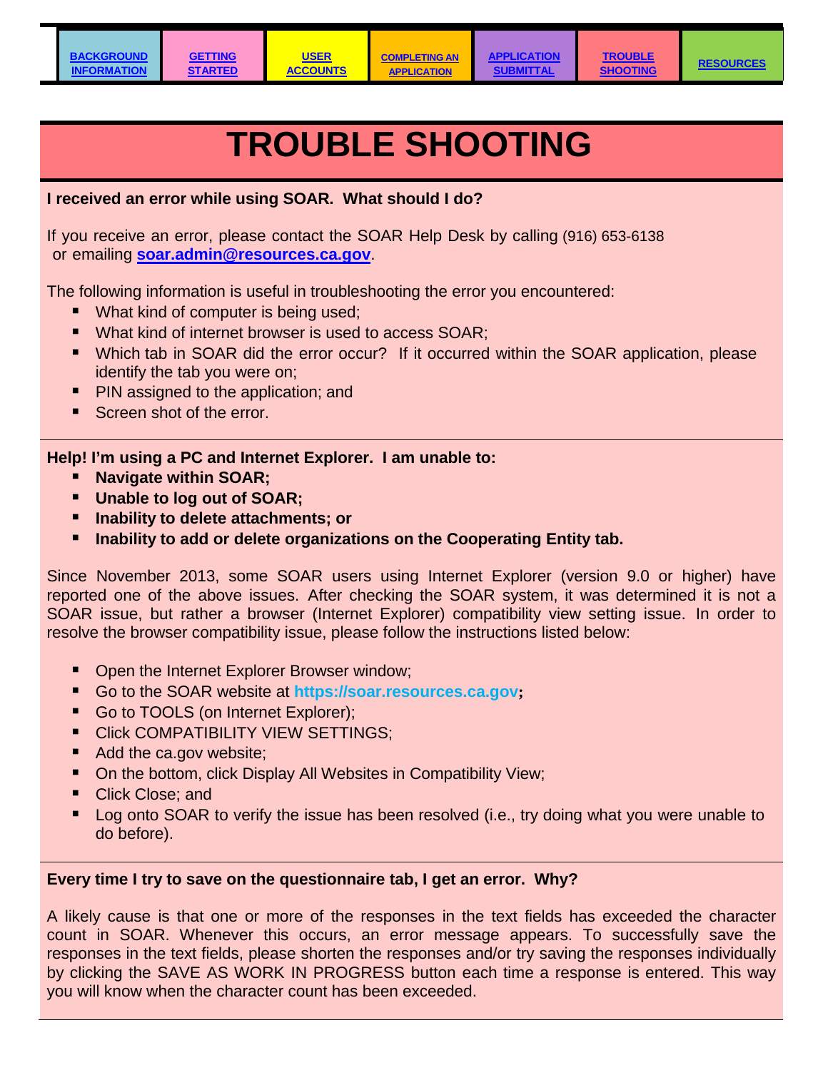[BACKGROUND INFORMATION] | [GETTING STARTED] | [USER ACCOUNTS] | [COMPLETING AN APPLICATION] | [APPLICATION SUBMITTAL] | [TROUBLE SHOOTING] | [RESOURCES]

# TROUBLE SHOOTING

**I received an error while using SOAR. What should I do?**

If you receive an error, please contact the SOAR Help Desk by calling (916) 653-6138 or emailing **soar.admin@resources.ca.gov**.

The following information is useful in troubleshooting the error you encountered:

- What kind of computer is being used;
- What kind of internet browser is used to access SOAR;
- Which tab in SOAR did the error occur? If it occurred within the SOAR application, please identify the tab you were on;
- PIN assigned to the application; and
- Screen shot of the error.

---

**Help! I'm using a PC and Internet Explorer. I am unable to:**

- **Navigate within SOAR;**
- **Unable to log out of SOAR;**
- **Inability to delete attachments; or**
- **Inability to add or delete organizations on the Cooperating Entity tab.**

Since November 2013, some SOAR users using Internet Explorer (version 9.0 or higher) have reported one of the above issues. After checking the SOAR system, it was determined it is not a SOAR issue, but rather a browser (Internet Explorer) compatibility view setting issue. In order to resolve the browser compatibility issue, please follow the instructions listed below:

- Open the Internet Explorer Browser window;
- Go to the SOAR website at **https://soar.resources.ca.gov;**
- Go to TOOLS (on Internet Explorer);
- Click COMPATIBILITY VIEW SETTINGS;
- Add the ca.gov website;
- On the bottom, click Display All Websites in Compatibility View;
- Click Close; and
- Log onto SOAR to verify the issue has been resolved (i.e., try doing what you were unable to do before).

---

**Every time I try to save on the questionnaire tab, I get an error. Why?**

A likely cause is that one or more of the responses in the text fields has exceeded the character count in SOAR. Whenever this occurs, an error message appears. To successfully save the responses in the text fields, please shorten the responses and/or try saving the responses individually by clicking the SAVE AS WORK IN PROGRESS button each time a response is entered. This way you will know when the character count has been exceeded.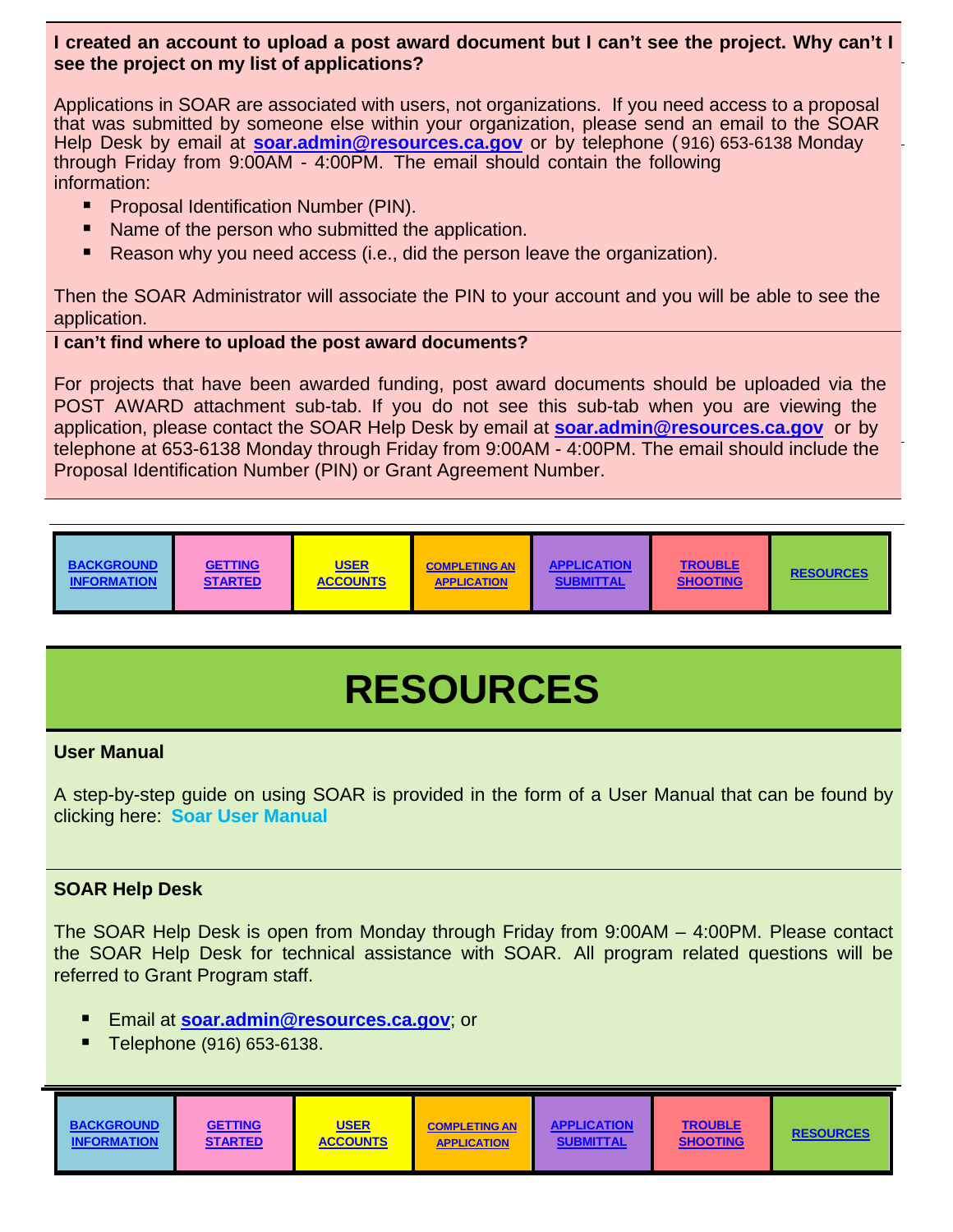**I created an account to upload a post award document but I can't see the project. Why can't I see the project on my list of applications?**

Applications in SOAR are associated with users, not organizations. If you need access to a proposal that was submitted by someone else within your organization, please send an email to the SOAR Help Desk by email at **soar.admin@resources.ca.gov** or by telephone (916) 653-6138 Monday through Friday from 9:00AM - 4:00PM. The email should contain the following information:

- Proposal Identification Number (PIN).
- Name of the person who submitted the application.
- Reason why you need access (i.e., did the person leave the organization).

Then the SOAR Administrator will associate the PIN to your account and you will be able to see the application.

**I can't find where to upload the post award documents?**

For projects that have been awarded funding, post award documents should be uploaded via the POST AWARD attachment sub-tab. If you do not see this sub-tab when you are viewing the application, please contact the SOAR Help Desk by email at **soar.admin@resources.ca.gov** or by telephone at 653-6138 Monday through Friday from 9:00AM - 4:00PM. The email should include the Proposal Identification Number (PIN) or Grant Agreement Number.

| BACKGROUND INFORMATION | GETTING STARTED | USER ACCOUNTS | COMPLETING AN APPLICATION | APPLICATION SUBMITTAL | TROUBLE SHOOTING | RESOURCES |
|---|---|---|---|---|---|---|

# RESOURCES

**User Manual**

A step-by-step guide on using SOAR is provided in the form of a User Manual that can be found by clicking here: **Soar User Manual**

**SOAR Help Desk**

The SOAR Help Desk is open from Monday through Friday from 9:00AM – 4:00PM. Please contact the SOAR Help Desk for technical assistance with SOAR. All program related questions will be referred to Grant Program staff.

- Email at **soar.admin@resources.ca.gov**; or
- Telephone (916) 653-6138.

| BACKGROUND INFORMATION | GETTING STARTED | USER ACCOUNTS | COMPLETING AN APPLICATION | APPLICATION SUBMITTAL | TROUBLE SHOOTING | RESOURCES |
|---|---|---|---|---|---|---|